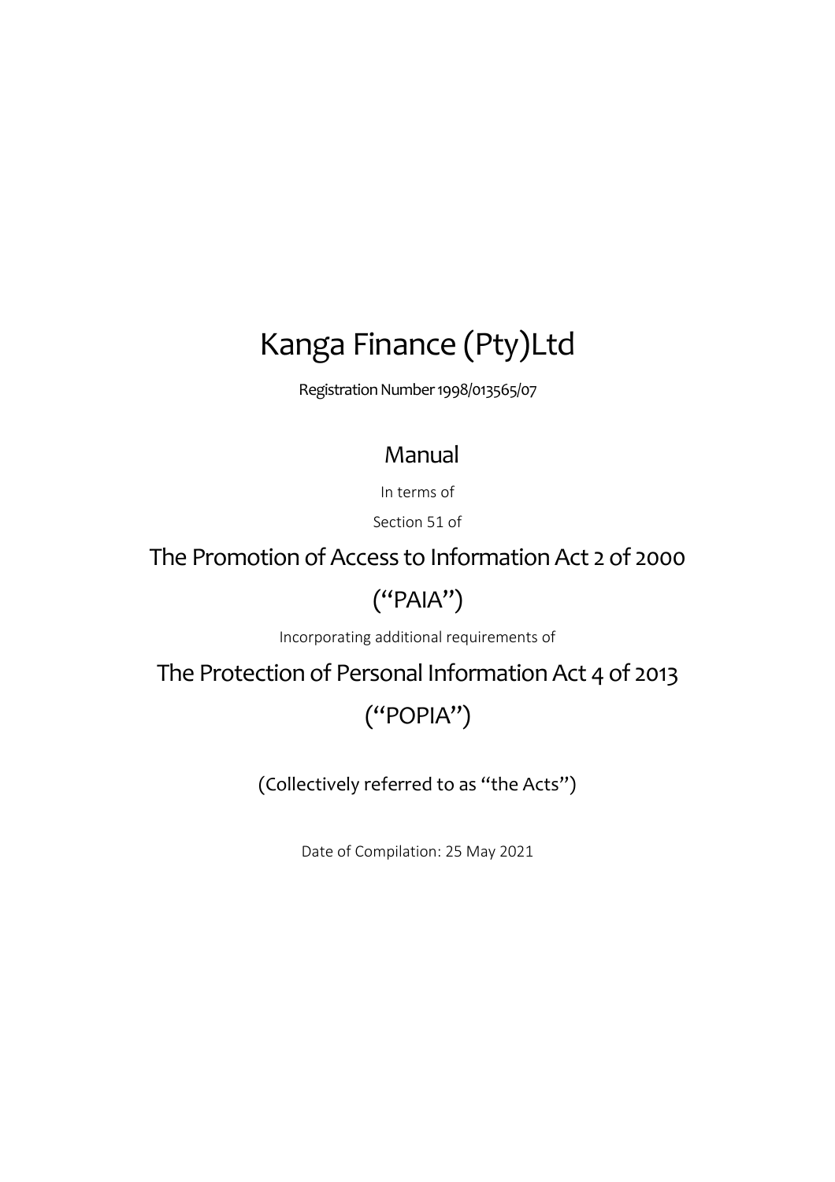# Kanga Finance (Pty)Ltd

Registration Number 1998/013565/07

## Manual

In terms of

Section 51 of

## The Promotion of Access to Information Act 2 of 2000

## (“PAIA”)

Incorporating additional requirements of

## The Protection of Personal Information Act 4 of 2013

## (“POPIA”)

(Collectively referred to as “the Acts”)

Date of Compilation: 25 May 2021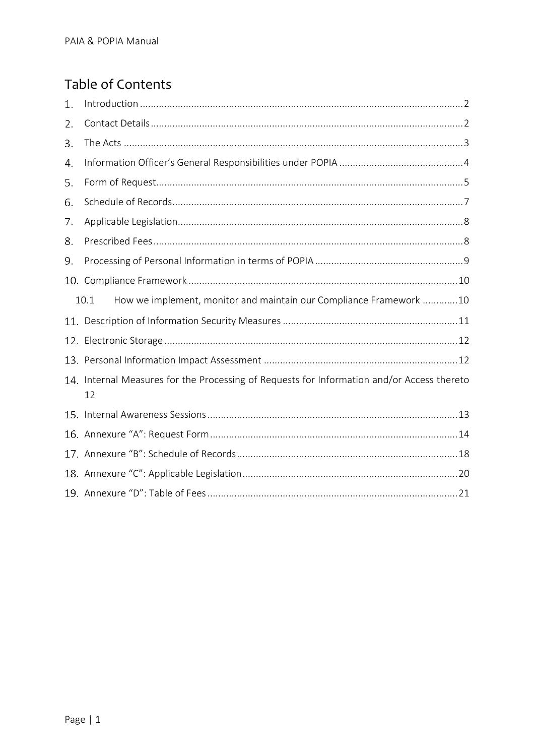# Table of Contents

1. Introduction ....................................................................................................................... 2
2. Contact Details .................................................................................................................. 2
3. The Acts ............................................................................................................................ 3
4. Information Officer's General Responsibilities under POPIA ............................................. 4
5. Form of Request ................................................................................................................ 5
6. Schedule of Records .......................................................................................................... 7
7. Applicable Legislation ........................................................................................................ 8
8. Prescribed Fees ................................................................................................................. 8
9. Processing of Personal Information in terms of POPIA ...................................................... 9
10. Compliance Framework ................................................................................................... 10
    - 10.1 How we implement, monitor and maintain our Compliance Framework ............. 10
11. Description of Information Security Measures ................................................................ 11
12. Electronic Storage ............................................................................................................ 12
13. Personal Information Impact Assessment ....................................................................... 12
14. Internal Measures for the Processing of Requests for Information and/or Access thereto 12
15. Internal Awareness Sessions ............................................................................................ 13
16. Annexure "A": Request Form ........................................................................................... 14
17. Annexure "B": Schedule of Records ................................................................................. 18
18. Annexure "C": Applicable Legislation ............................................................................... 20
19. Annexure "D": Table of Fees ............................................................................................ 21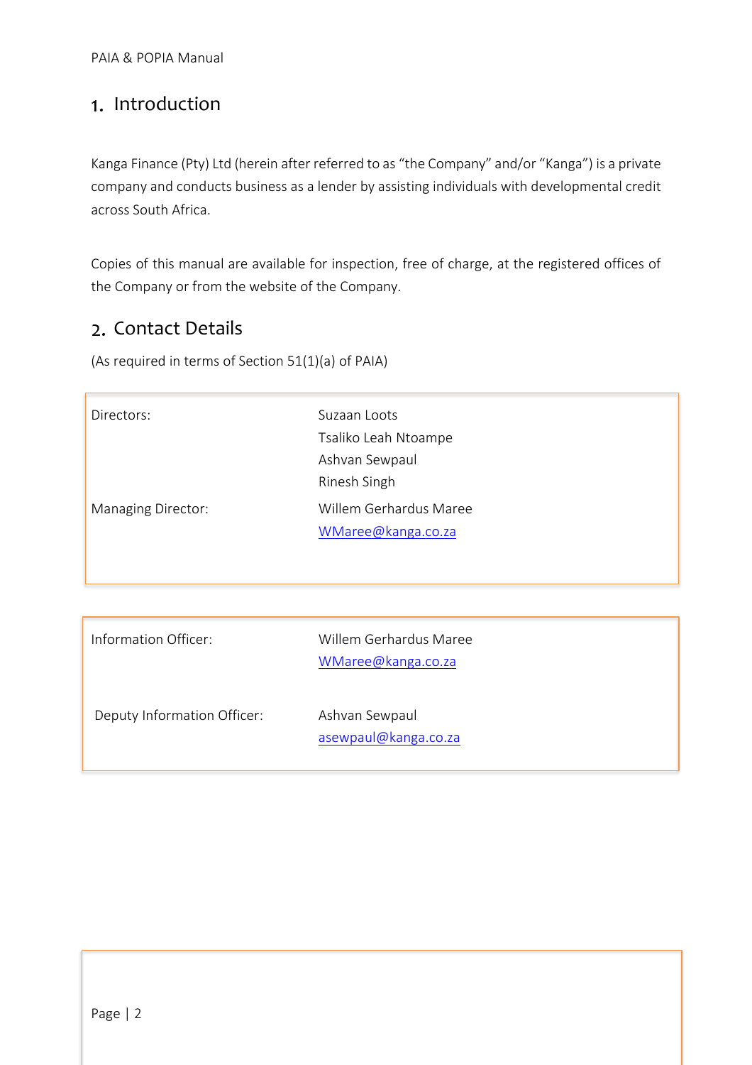## 1. Introduction

Kanga Finance (Pty) Ltd (herein after referred to as "the Company" and/or "Kanga") is a private company and conducts business as a lender by assisting individuals with developmental credit across South Africa.

Copies of this manual are available for inspection, free of charge, at the registered offices of the Company or from the website of the Company.

## 2. Contact Details

(As required in terms of Section 51(1)(a) of PAIA)

| | |
|---|---|
| Directors: | Suzaan Loots<br>Tsaliko Leah Ntoampe<br>Ashvan Sewpaul<br>Rinesh Singh |
| Managing Director: | Willem Gerhardus Maree<br>WMaree@kanga.co.za |

| | |
|---|---|
| Information Officer: | Willem Gerhardus Maree<br>WMaree@kanga.co.za |
| Deputy Information Officer: | Ashvan Sewpaul<br>asewpaul@kanga.co.za |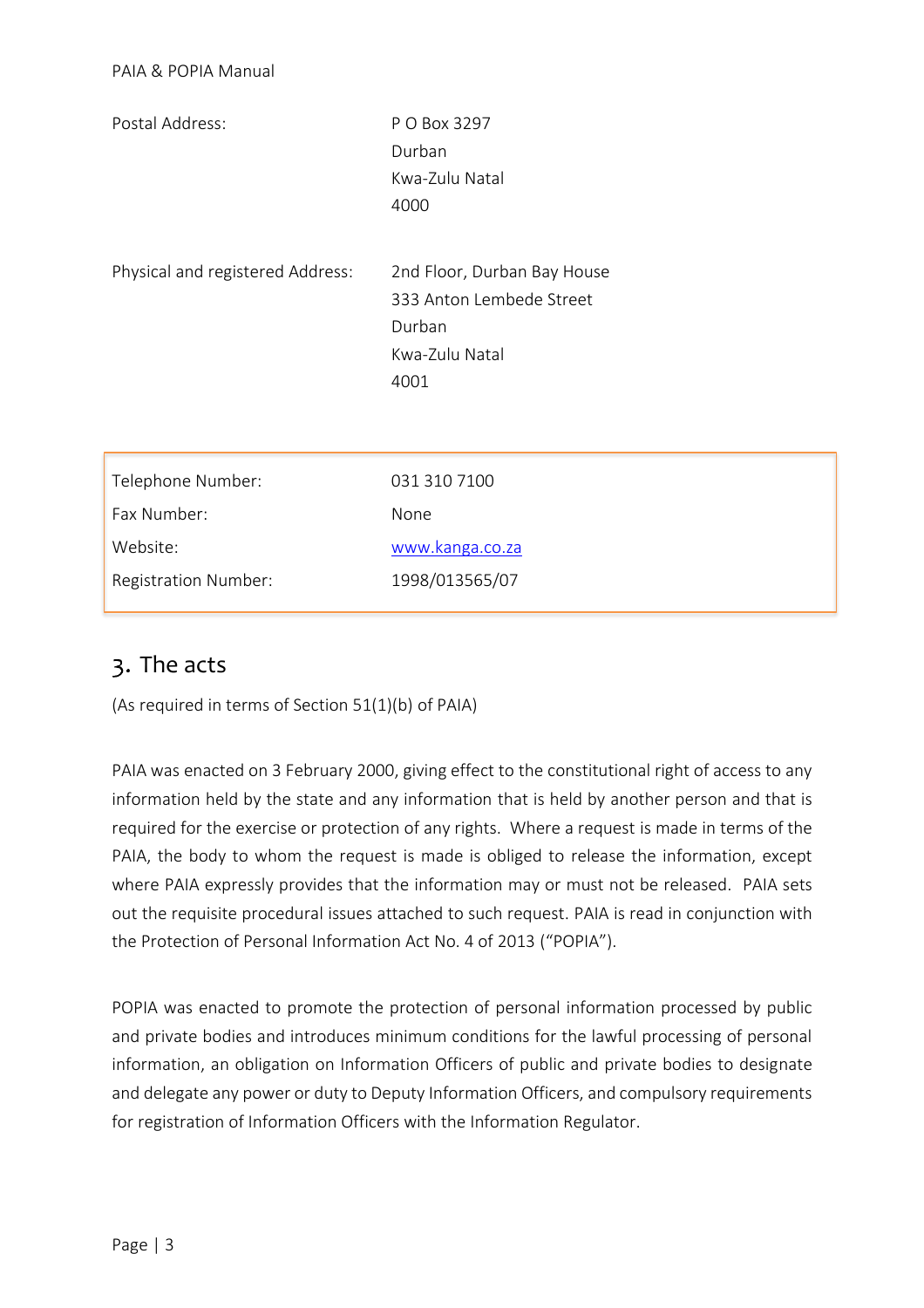| | |
|---|---|
| Postal Address: | P O Box 3297<br>Durban<br>Kwa-Zulu Natal<br>4000 |
| Physical and registered Address: | 2nd Floor, Durban Bay House<br>333 Anton Lembede Street<br>Durban<br>Kwa-Zulu Natal<br>4001 |

| | |
|---|---|
| Telephone Number: | 031 310 7100 |
| Fax Number: | None |
| Website: | www.kanga.co.za |
| Registration Number: | 1998/013565/07 |

# 3. The acts

(As required in terms of Section 51(1)(b) of PAIA)

PAIA was enacted on 3 February 2000, giving effect to the constitutional right of access to any information held by the state and any information that is held by another person and that is required for the exercise or protection of any rights. Where a request is made in terms of the PAIA, the body to whom the request is made is obliged to release the information, except where PAIA expressly provides that the information may or must not be released. PAIA sets out the requisite procedural issues attached to such request. PAIA is read in conjunction with the Protection of Personal Information Act No. 4 of 2013 ("POPIA").

POPIA was enacted to promote the protection of personal information processed by public and private bodies and introduces minimum conditions for the lawful processing of personal information, an obligation on Information Officers of public and private bodies to designate and delegate any power or duty to Deputy Information Officers, and compulsory requirements for registration of Information Officers with the Information Regulator.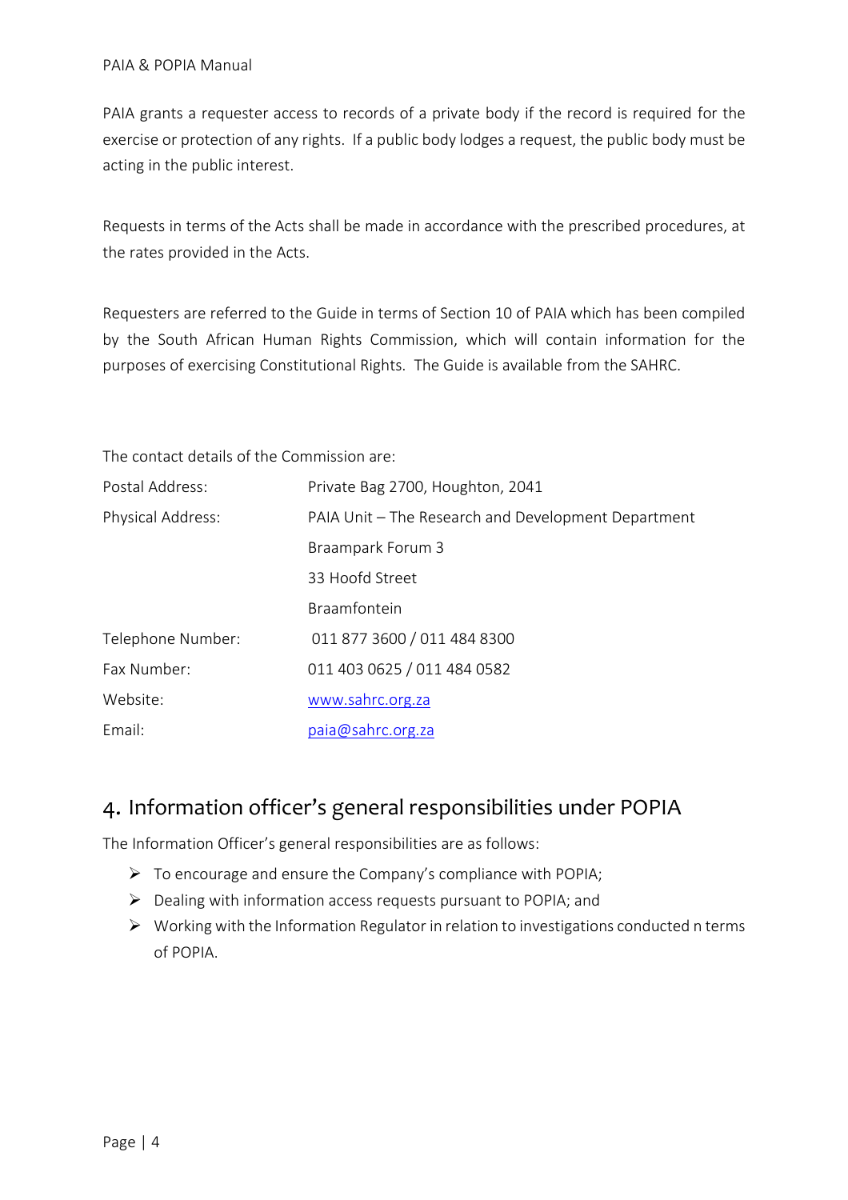PAIA grants a requester access to records of a private body if the record is required for the exercise or protection of any rights. If a public body lodges a request, the public body must be acting in the public interest.

Requests in terms of the Acts shall be made in accordance with the prescribed procedures, at the rates provided in the Acts.

Requesters are referred to the Guide in terms of Section 10 of PAIA which has been compiled by the South African Human Rights Commission, which will contain information for the purposes of exercising Constitutional Rights. The Guide is available from the SAHRC.

The contact details of the Commission are:

| | |
|---|---|
| Postal Address: | Private Bag 2700, Houghton, 2041 |
| Physical Address: | PAIA Unit – The Research and Development Department<br>Braampark Forum 3<br>33 Hoofd Street<br>Braamfontein |
| Telephone Number: | 011 877 3600 / 011 484 8300 |
| Fax Number: | 011 403 0625 / 011 484 0582 |
| Website: | www.sahrc.org.za |
| Email: | paia@sahrc.org.za |

## 4. Information officer's general responsibilities under POPIA

The Information Officer's general responsibilities are as follows:

- To encourage and ensure the Company's compliance with POPIA;
- Dealing with information access requests pursuant to POPIA; and
- Working with the Information Regulator in relation to investigations conducted n terms of POPIA.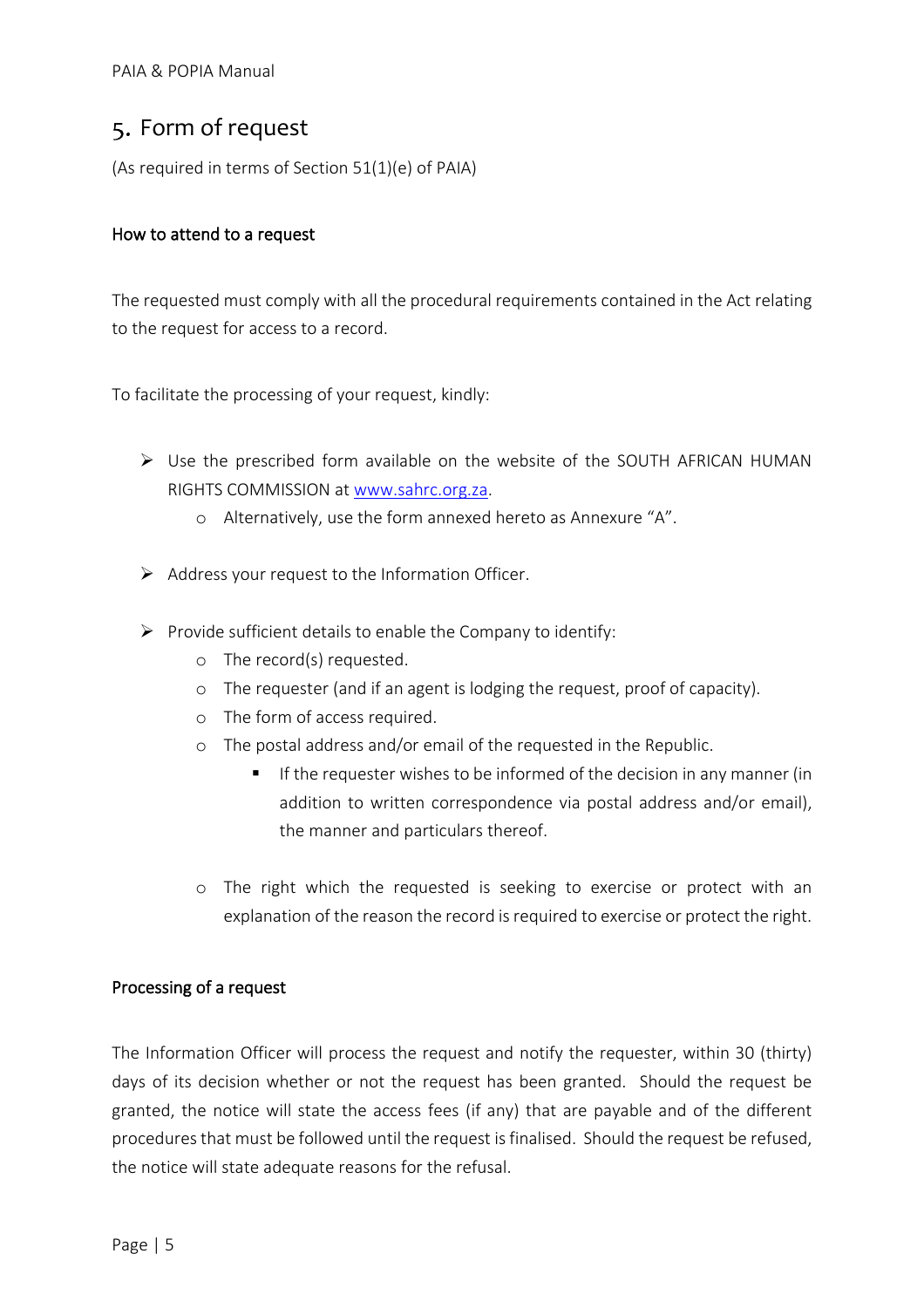## 5. Form of request

(As required in terms of Section 51(1)(e) of PAIA)

### How to attend to a request

The requested must comply with all the procedural requirements contained in the Act relating to the request for access to a record.

To facilitate the processing of your request, kindly:

- Use the prescribed form available on the website of the SOUTH AFRICAN HUMAN RIGHTS COMMISSION at www.sahrc.org.za.
  - Alternatively, use the form annexed hereto as Annexure "A".
- Address your request to the Information Officer.
- Provide sufficient details to enable the Company to identify:
  - The record(s) requested.
  - The requester (and if an agent is lodging the request, proof of capacity).
  - The form of access required.
  - The postal address and/or email of the requested in the Republic.
    - If the requester wishes to be informed of the decision in any manner (in addition to written correspondence via postal address and/or email), the manner and particulars thereof.
  - The right which the requested is seeking to exercise or protect with an explanation of the reason the record is required to exercise or protect the right.

### Processing of a request

The Information Officer will process the request and notify the requester, within 30 (thirty) days of its decision whether or not the request has been granted. Should the request be granted, the notice will state the access fees (if any) that are payable and of the different procedures that must be followed until the request is finalised. Should the request be refused, the notice will state adequate reasons for the refusal.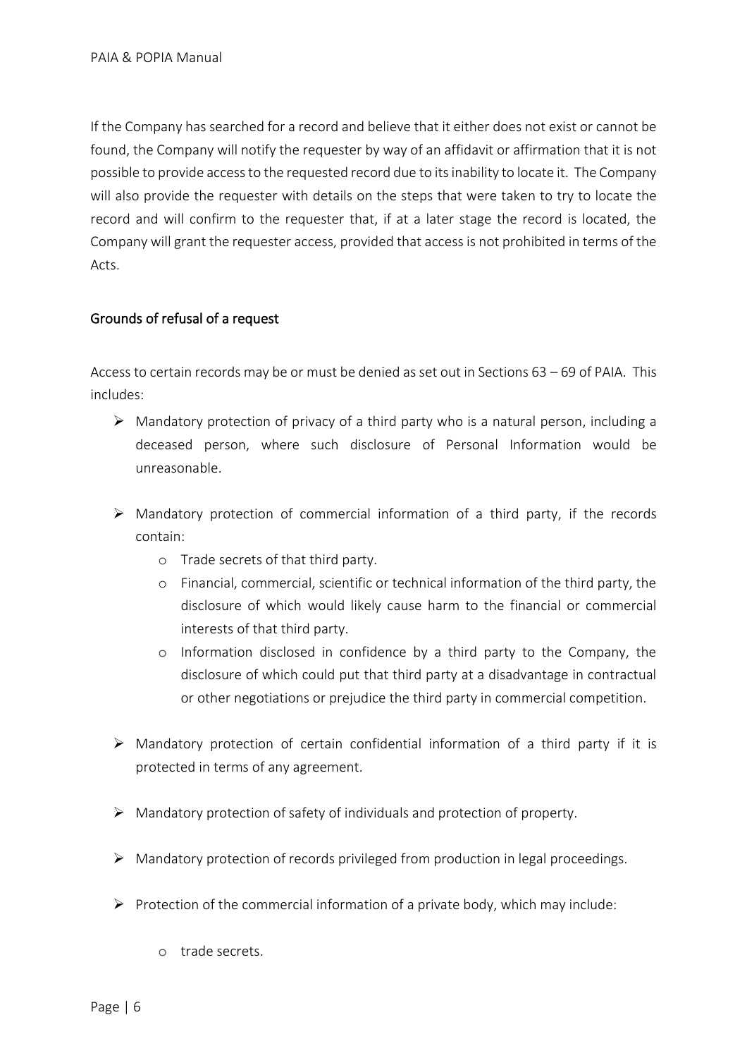If the Company has searched for a record and believe that it either does not exist or cannot be found, the Company will notify the requester by way of an affidavit or affirmation that it is not possible to provide access to the requested record due to its inability to locate it. The Company will also provide the requester with details on the steps that were taken to try to locate the record and will confirm to the requester that, if at a later stage the record is located, the Company will grant the requester access, provided that access is not prohibited in terms of the Acts.

## Grounds of refusal of a request

Access to certain records may be or must be denied as set out in Sections 63 – 69 of PAIA. This includes:

- Mandatory protection of privacy of a third party who is a natural person, including a deceased person, where such disclosure of Personal Information would be unreasonable.
- Mandatory protection of commercial information of a third party, if the records contain:
  - Trade secrets of that third party.
  - Financial, commercial, scientific or technical information of the third party, the disclosure of which would likely cause harm to the financial or commercial interests of that third party.
  - Information disclosed in confidence by a third party to the Company, the disclosure of which could put that third party at a disadvantage in contractual or other negotiations or prejudice the third party in commercial competition.
- Mandatory protection of certain confidential information of a third party if it is protected in terms of any agreement.
- Mandatory protection of safety of individuals and protection of property.
- Mandatory protection of records privileged from production in legal proceedings.
- Protection of the commercial information of a private body, which may include:
  - trade secrets.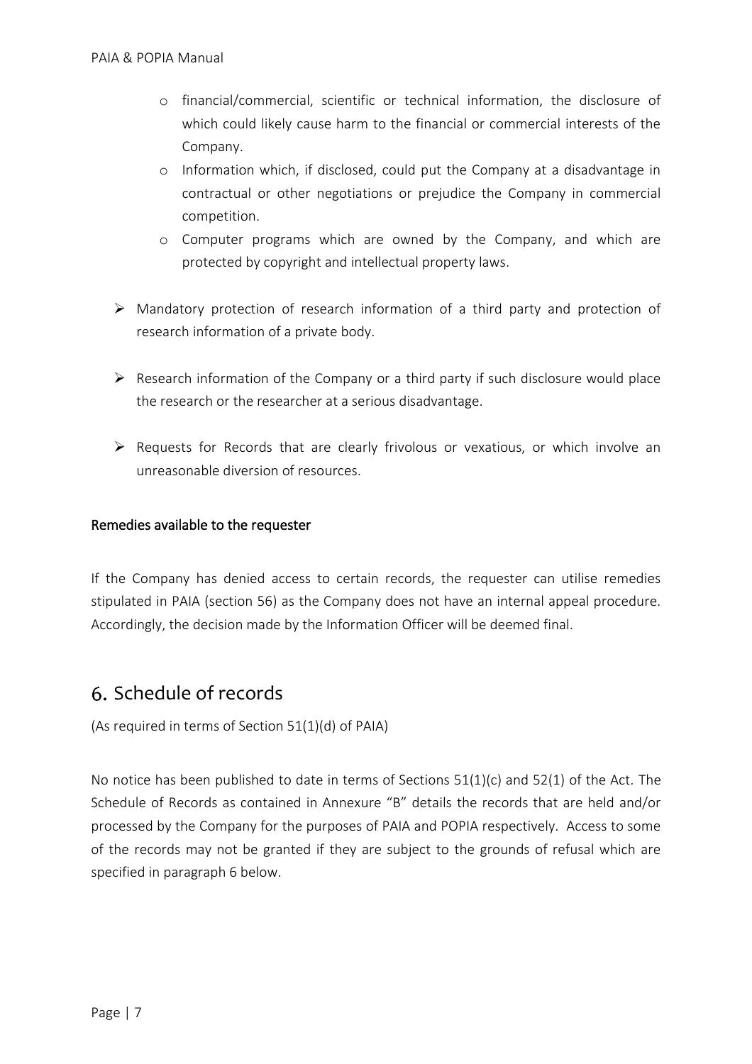- financial/commercial, scientific or technical information, the disclosure of which could likely cause harm to the financial or commercial interests of the Company.
  - Information which, if disclosed, could put the Company at a disadvantage in contractual or other negotiations or prejudice the Company in commercial competition.
  - Computer programs which are owned by the Company, and which are protected by copyright and intellectual property laws.

- Mandatory protection of research information of a third party and protection of research information of a private body.

- Research information of the Company or a third party if such disclosure would place the research or the researcher at a serious disadvantage.

- Requests for Records that are clearly frivolous or vexatious, or which involve an unreasonable diversion of resources.

**Remedies available to the requester**

If the Company has denied access to certain records, the requester can utilise remedies stipulated in PAIA (section 56) as the Company does not have an internal appeal procedure. Accordingly, the decision made by the Information Officer will be deemed final.

## 6. Schedule of records

(As required in terms of Section 51(1)(d) of PAIA)

No notice has been published to date in terms of Sections 51(1)(c) and 52(1) of the Act. The Schedule of Records as contained in Annexure "B" details the records that are held and/or processed by the Company for the purposes of PAIA and POPIA respectively. Access to some of the records may not be granted if they are subject to the grounds of refusal which are specified in paragraph 6 below.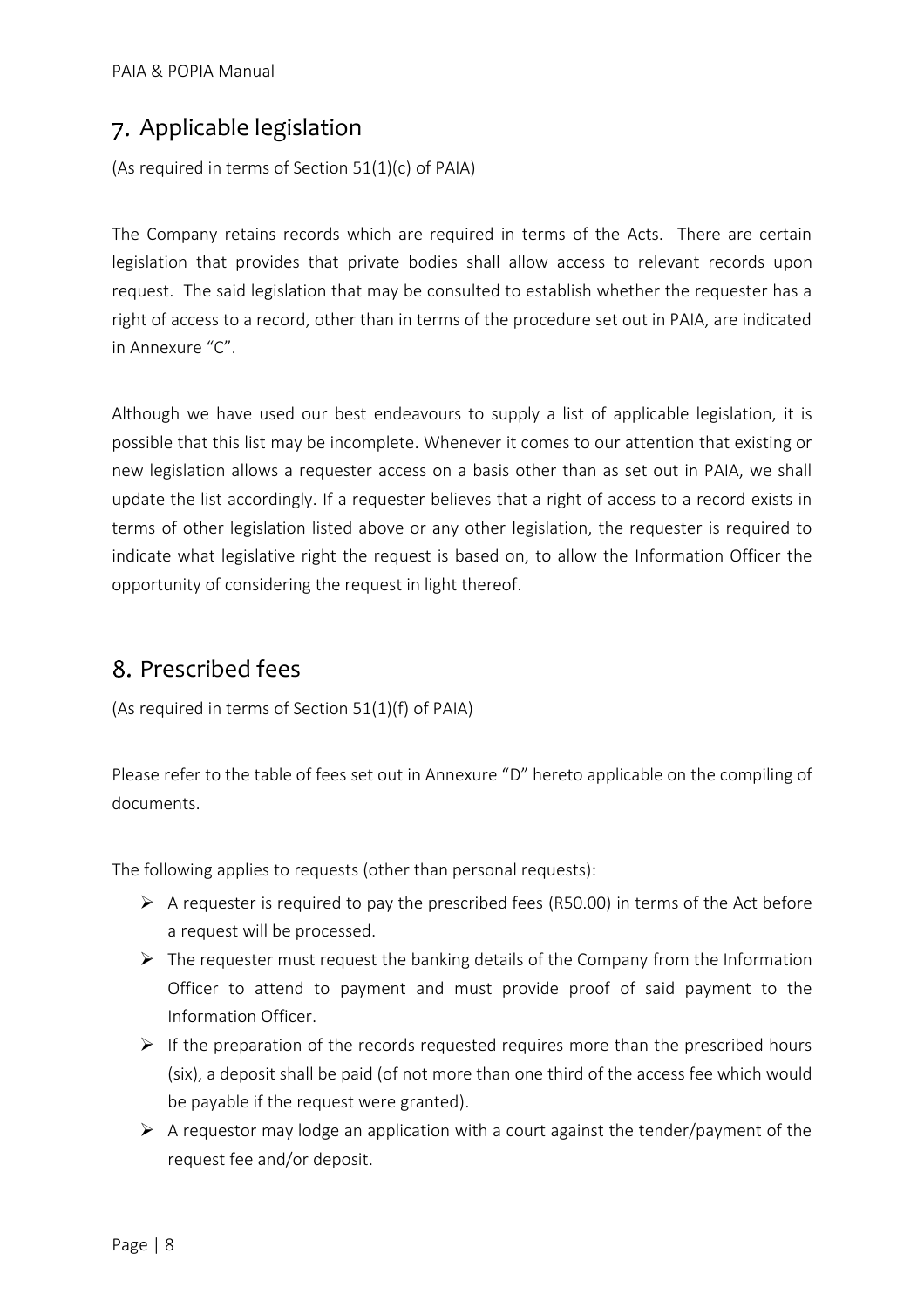## 7. Applicable legislation

(As required in terms of Section 51(1)(c) of PAIA)

The Company retains records which are required in terms of the Acts. There are certain legislation that provides that private bodies shall allow access to relevant records upon request. The said legislation that may be consulted to establish whether the requester has a right of access to a record, other than in terms of the procedure set out in PAIA, are indicated in Annexure "C".

Although we have used our best endeavours to supply a list of applicable legislation, it is possible that this list may be incomplete. Whenever it comes to our attention that existing or new legislation allows a requester access on a basis other than as set out in PAIA, we shall update the list accordingly. If a requester believes that a right of access to a record exists in terms of other legislation listed above or any other legislation, the requester is required to indicate what legislative right the request is based on, to allow the Information Officer the opportunity of considering the request in light thereof.

## 8. Prescribed fees

(As required in terms of Section 51(1)(f) of PAIA)

Please refer to the table of fees set out in Annexure "D" hereto applicable on the compiling of documents.

The following applies to requests (other than personal requests):

- A requester is required to pay the prescribed fees (R50.00) in terms of the Act before a request will be processed.
- The requester must request the banking details of the Company from the Information Officer to attend to payment and must provide proof of said payment to the Information Officer.
- If the preparation of the records requested requires more than the prescribed hours (six), a deposit shall be paid (of not more than one third of the access fee which would be payable if the request were granted).
- A requestor may lodge an application with a court against the tender/payment of the request fee and/or deposit.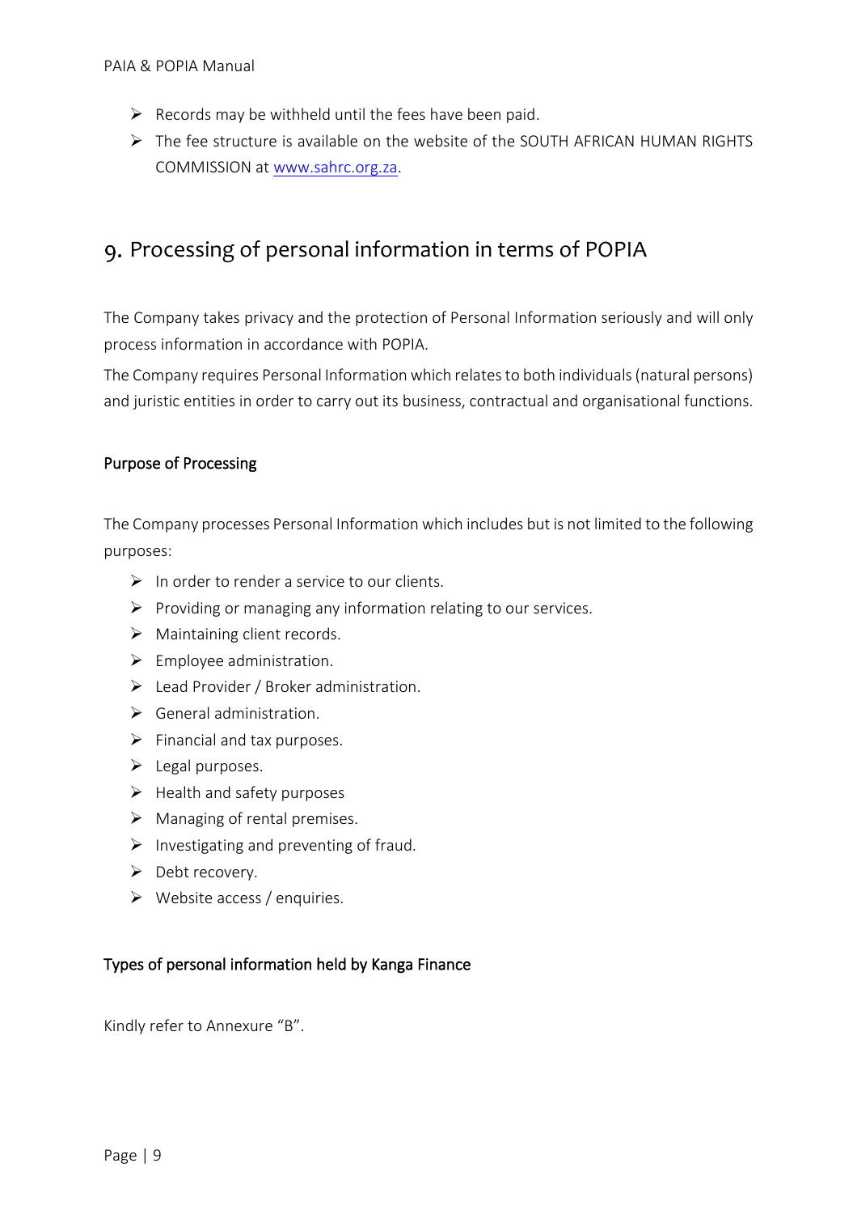- Records may be withheld until the fees have been paid.
- The fee structure is available on the website of the SOUTH AFRICAN HUMAN RIGHTS COMMISSION at www.sahrc.org.za.

## 9. Processing of personal information in terms of POPIA

The Company takes privacy and the protection of Personal Information seriously and will only process information in accordance with POPIA.

The Company requires Personal Information which relates to both individuals (natural persons) and juristic entities in order to carry out its business, contractual and organisational functions.

### Purpose of Processing

The Company processes Personal Information which includes but is not limited to the following purposes:

- In order to render a service to our clients.
- Providing or managing any information relating to our services.
- Maintaining client records.
- Employee administration.
- Lead Provider / Broker administration.
- General administration.
- Financial and tax purposes.
- Legal purposes.
- Health and safety purposes
- Managing of rental premises.
- Investigating and preventing of fraud.
- Debt recovery.
- Website access / enquiries.

### Types of personal information held by Kanga Finance

Kindly refer to Annexure "B".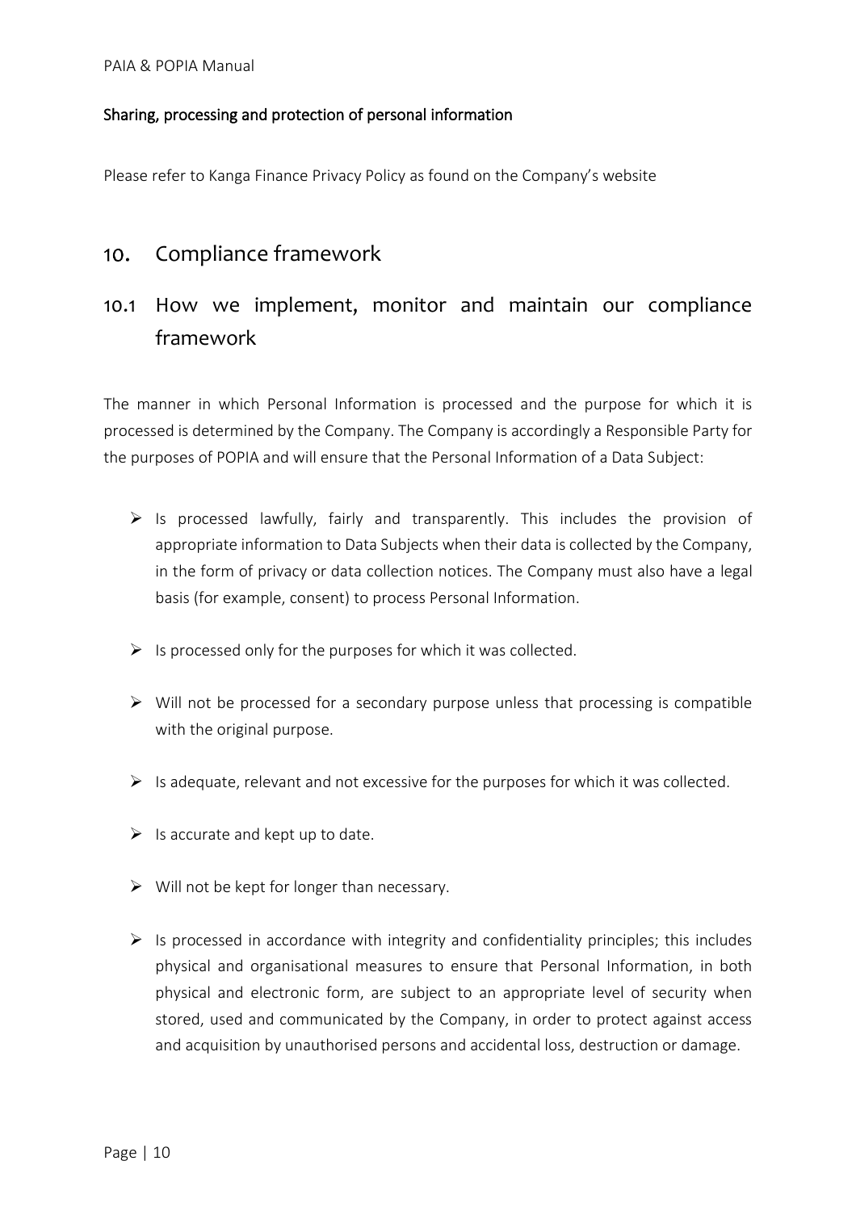### Sharing, processing and protection of personal information

Please refer to Kanga Finance Privacy Policy as found on the Company's website

## 10. Compliance framework

## 10.1 How we implement, monitor and maintain our compliance framework

The manner in which Personal Information is processed and the purpose for which it is processed is determined by the Company. The Company is accordingly a Responsible Party for the purposes of POPIA and will ensure that the Personal Information of a Data Subject:

- Is processed lawfully, fairly and transparently. This includes the provision of appropriate information to Data Subjects when their data is collected by the Company, in the form of privacy or data collection notices. The Company must also have a legal basis (for example, consent) to process Personal Information.
- Is processed only for the purposes for which it was collected.
- Will not be processed for a secondary purpose unless that processing is compatible with the original purpose.
- Is adequate, relevant and not excessive for the purposes for which it was collected.
- Is accurate and kept up to date.
- Will not be kept for longer than necessary.
- Is processed in accordance with integrity and confidentiality principles; this includes physical and organisational measures to ensure that Personal Information, in both physical and electronic form, are subject to an appropriate level of security when stored, used and communicated by the Company, in order to protect against access and acquisition by unauthorised persons and accidental loss, destruction or damage.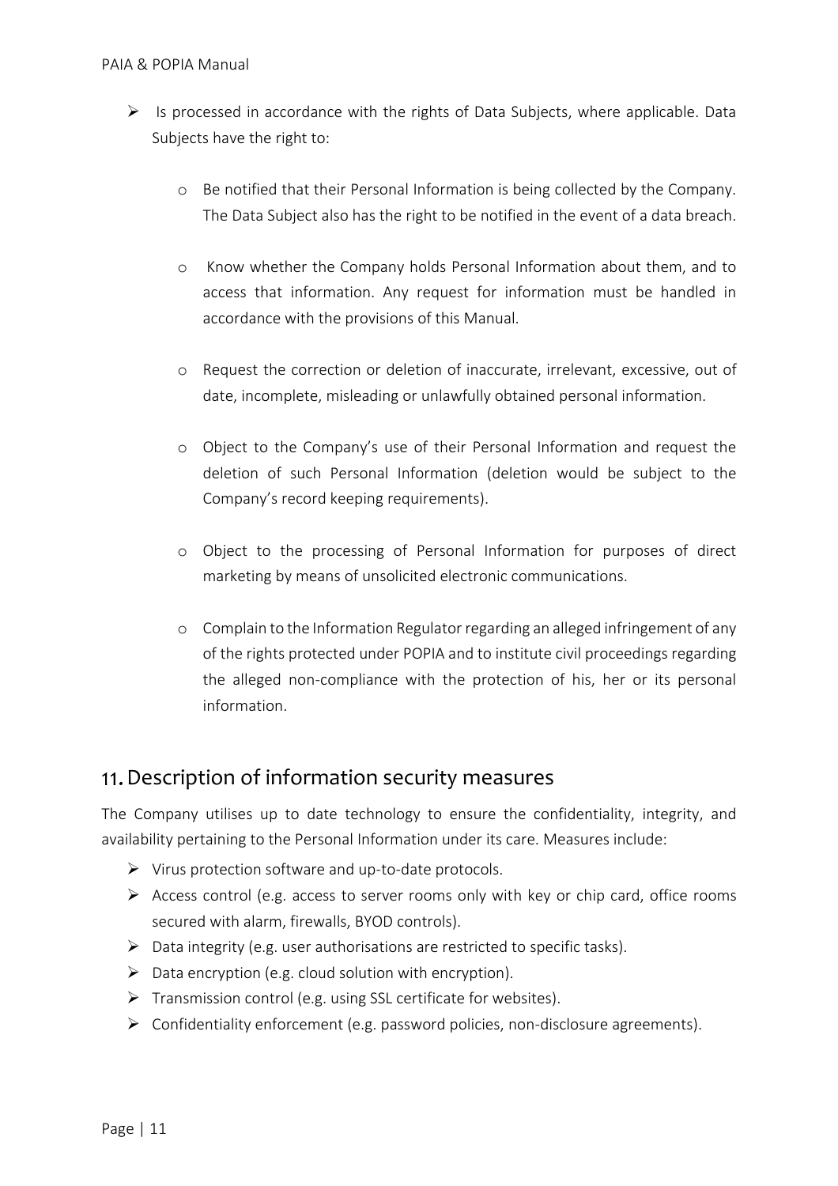- Is processed in accordance with the rights of Data Subjects, where applicable. Data Subjects have the right to:

  - Be notified that their Personal Information is being collected by the Company. The Data Subject also has the right to be notified in the event of a data breach.

  - Know whether the Company holds Personal Information about them, and to access that information. Any request for information must be handled in accordance with the provisions of this Manual.

  - Request the correction or deletion of inaccurate, irrelevant, excessive, out of date, incomplete, misleading or unlawfully obtained personal information.

  - Object to the Company's use of their Personal Information and request the deletion of such Personal Information (deletion would be subject to the Company's record keeping requirements).

  - Object to the processing of Personal Information for purposes of direct marketing by means of unsolicited electronic communications.

  - Complain to the Information Regulator regarding an alleged infringement of any of the rights protected under POPIA and to institute civil proceedings regarding the alleged non-compliance with the protection of his, her or its personal information.

## 11. Description of information security measures

The Company utilises up to date technology to ensure the confidentiality, integrity, and availability pertaining to the Personal Information under its care. Measures include:

- Virus protection software and up-to-date protocols.
- Access control (e.g. access to server rooms only with key or chip card, office rooms secured with alarm, firewalls, BYOD controls).
- Data integrity (e.g. user authorisations are restricted to specific tasks).
- Data encryption (e.g. cloud solution with encryption).
- Transmission control (e.g. using SSL certificate for websites).
- Confidentiality enforcement (e.g. password policies, non-disclosure agreements).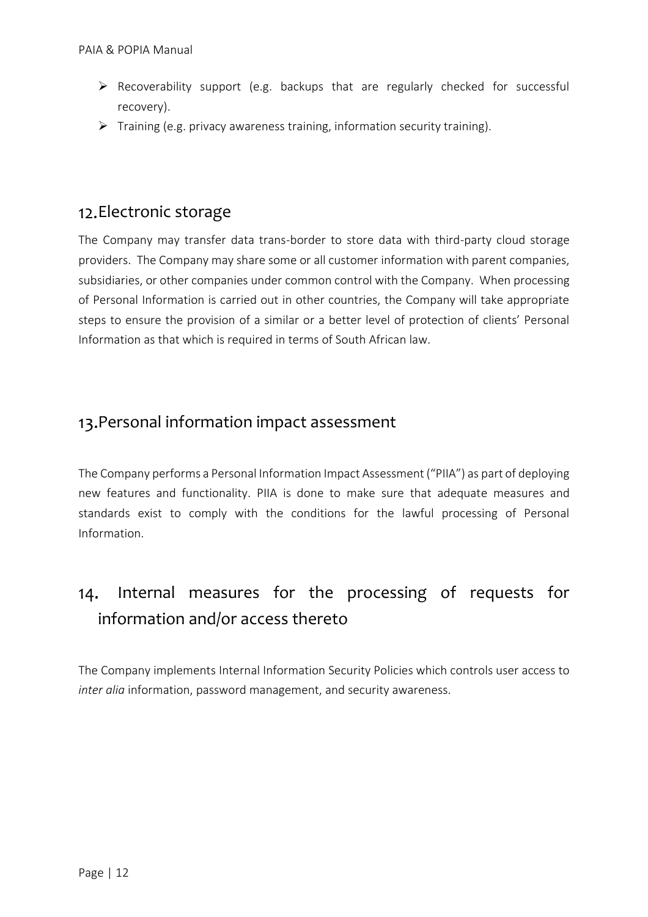- Recoverability support (e.g. backups that are regularly checked for successful recovery).
- Training (e.g. privacy awareness training, information security training).

## 12. Electronic storage

The Company may transfer data trans-border to store data with third-party cloud storage providers. The Company may share some or all customer information with parent companies, subsidiaries, or other companies under common control with the Company. When processing of Personal Information is carried out in other countries, the Company will take appropriate steps to ensure the provision of a similar or a better level of protection of clients' Personal Information as that which is required in terms of South African law.

## 13. Personal information impact assessment

The Company performs a Personal Information Impact Assessment ("PIIA") as part of deploying new features and functionality. PIIA is done to make sure that adequate measures and standards exist to comply with the conditions for the lawful processing of Personal Information.

## 14. Internal measures for the processing of requests for information and/or access thereto

The Company implements Internal Information Security Policies which controls user access to *inter alia* information, password management, and security awareness.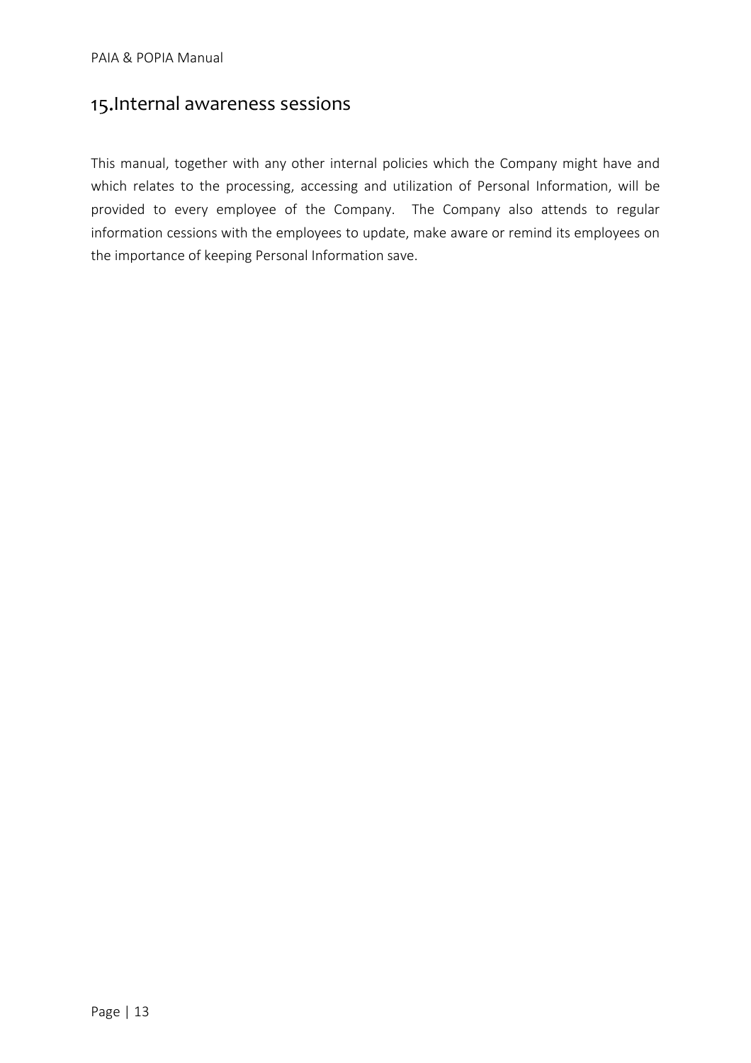## 15.Internal awareness sessions

This manual, together with any other internal policies which the Company might have and which relates to the processing, accessing and utilization of Personal Information, will be provided to every employee of the Company.  The Company also attends to regular information cessions with the employees to update, make aware or remind its employees on the importance of keeping Personal Information save.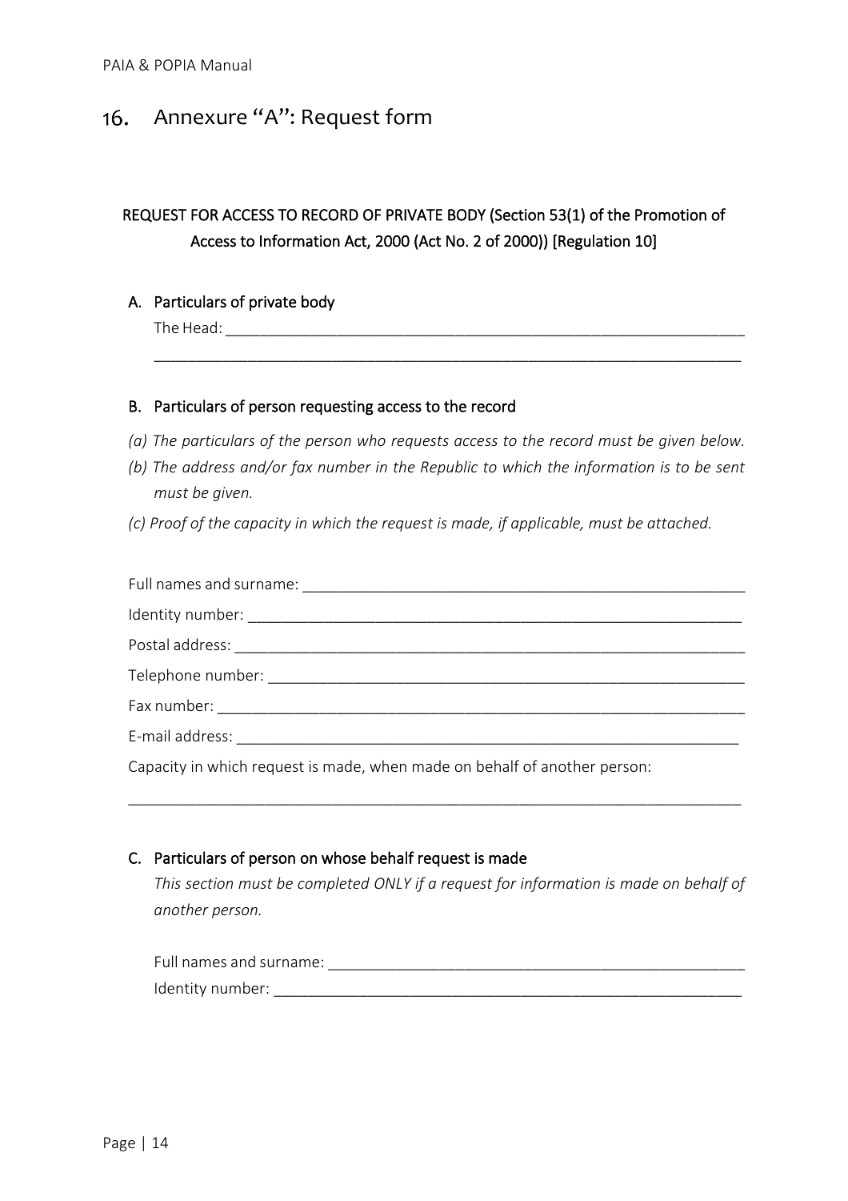# 16. Annexure "A": Request form

**REQUEST FOR ACCESS TO RECORD OF PRIVATE BODY (Section 53(1) of the Promotion of Access to Information Act, 2000 (Act No. 2 of 2000)) [Regulation 10]**

## A. Particulars of private body

The Head: ______________________________________________________________

______________________________________________________________________

## B. Particulars of person requesting access to the record

*(a) The particulars of the person who requests access to the record must be given below.*

*(b) The address and/or fax number in the Republic to which the information is to be sent must be given.*

*(c) Proof of the capacity in which the request is made, if applicable, must be attached.*

Full names and surname: ______________________________________________

Identity number: _____________________________________________________

Postal address: ______________________________________________________

Telephone number: ___________________________________________________

Fax number: ________________________________________________________

E-mail address: ______________________________________________________

Capacity in which request is made, when made on behalf of another person:

______________________________________________________________________

## C. Particulars of person on whose behalf request is made

*This section must be completed ONLY if a request for information is made on behalf of another person.*

Full names and surname: ______________________________________________

Identity number: _____________________________________________________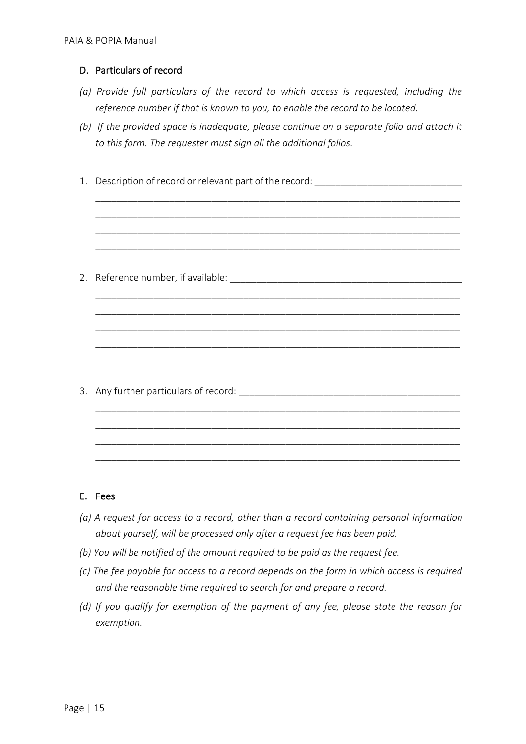## D. Particulars of record

*(a) Provide full particulars of the record to which access is requested, including the reference number if that is known to you, to enable the record to be located.*

*(b) If the provided space is inadequate, please continue on a separate folio and attach it to this form. The requester must sign all the additional folios.*

1. Description of record or relevant part of the record: ___________________________

   ________________________________________________________________________

   ________________________________________________________________________

   ________________________________________________________________________

   ________________________________________________________________________

2. Reference number, if available: ____________________________________________

   ________________________________________________________________________

   ________________________________________________________________________

   ________________________________________________________________________

   ________________________________________________________________________

3. Any further particulars of record: __________________________________________

   ________________________________________________________________________

   ________________________________________________________________________

   ________________________________________________________________________

   ________________________________________________________________________

## E. Fees

*(a) A request for access to a record, other than a record containing personal information about yourself, will be processed only after a request fee has been paid.*

*(b) You will be notified of the amount required to be paid as the request fee.*

*(c) The fee payable for access to a record depends on the form in which access is required and the reasonable time required to search for and prepare a record.*

*(d) If you qualify for exemption of the payment of any fee, please state the reason for exemption.*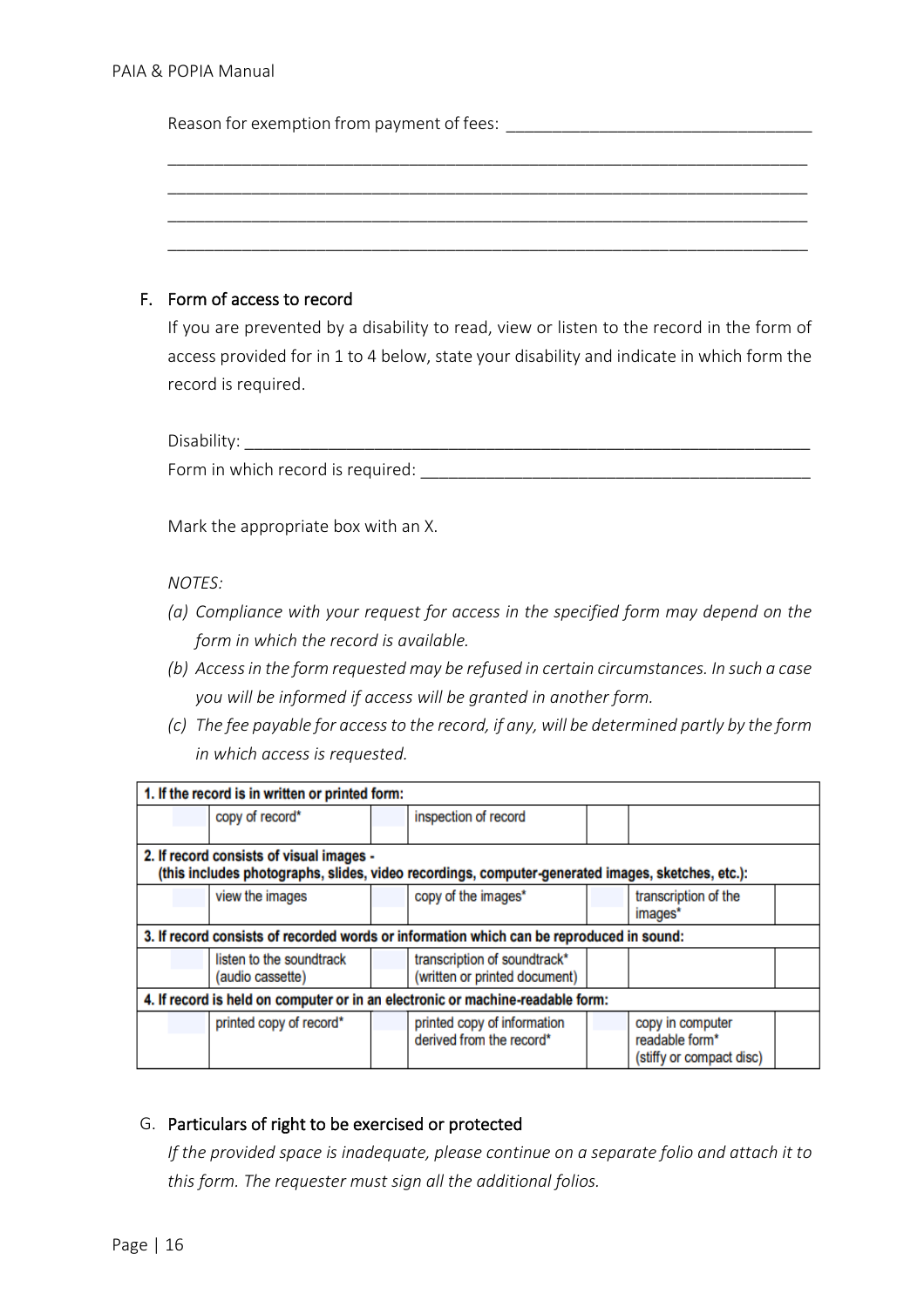Reason for exemption from payment of fees: ___________________________________

___________________________________________________________________________

___________________________________________________________________________

___________________________________________________________________________

___________________________________________________________________________

## F. Form of access to record

If you are prevented by a disability to read, view or listen to the record in the form of access provided for in 1 to 4 below, state your disability and indicate in which form the record is required.

Disability: ________________________________________________________________

Form in which record is required: ____________________________________________

Mark the appropriate box with an X.

*NOTES:*

*(a) Compliance with your request for access in the specified form may depend on the form in which the record is available.*

*(b) Access in the form requested may be refused in certain circumstances. In such a case you will be informed if access will be granted in another form.*

*(c) The fee payable for access to the record, if any, will be determined partly by the form in which access is requested.*

| **1. If the record is in written or printed form:** | | | | | |
|---|---|---|---|---|---|
| | copy of record* | | inspection of record | | |
| **2. If record consists of visual images - (this includes photographs, slides, video recordings, computer-generated images, sketches, etc.):** | | | | | |
| | view the images | | copy of the images* | | transcription of the images* |
| **3. If record consists of recorded words or information which can be reproduced in sound:** | | | | | |
| | listen to the soundtrack (audio cassette) | | transcription of soundtrack* (written or printed document) | | |
| **4. If record is held on computer or in an electronic or machine-readable form:** | | | | | |
| | printed copy of record* | | printed copy of information derived from the record* | | copy in computer readable form* (stiffy or compact disc) |

## G. Particulars of right to be exercised or protected

*If the provided space is inadequate, please continue on a separate folio and attach it to this form. The requester must sign all the additional folios.*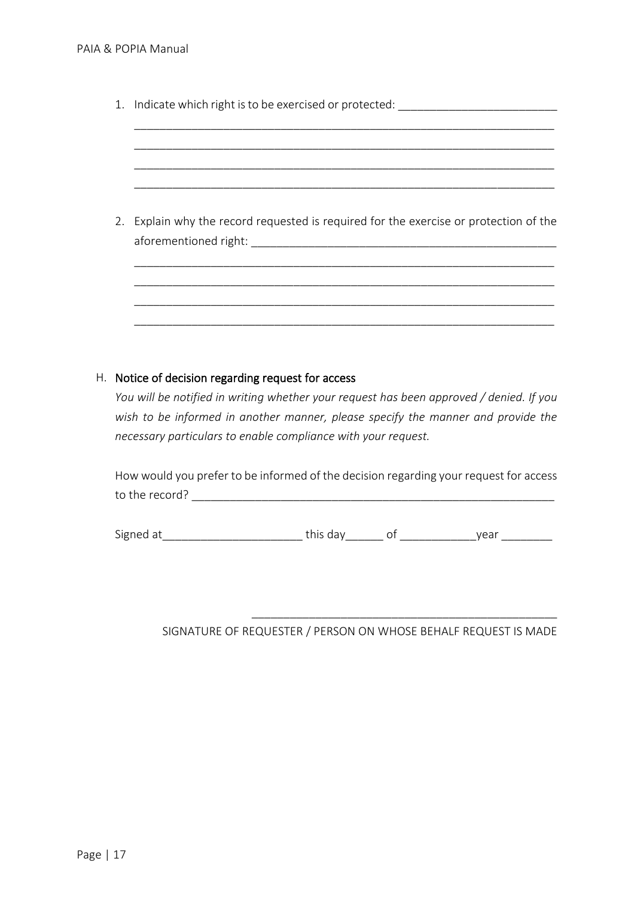1. Indicate which right is to be exercised or protected: _________________________

   _________________________________________________________________

   _________________________________________________________________

   _________________________________________________________________

   _________________________________________________________________

2. Explain why the record requested is required for the exercise or protection of the aforementioned right: _________________________________________________

   _________________________________________________________________

   _________________________________________________________________

   _________________________________________________________________

   _________________________________________________________________

## H. Notice of decision regarding request for access

*You will be notified in writing whether your request has been approved / denied. If you wish to be informed in another manner, please specify the manner and provide the necessary particulars to enable compliance with your request.*

How would you prefer to be informed of the decision regarding your request for access to the record? ___________________________________________________________

Signed at______________________ this day______ of ____________year ________

_________________________________________________

SIGNATURE OF REQUESTER / PERSON ON WHOSE BEHALF REQUEST IS MADE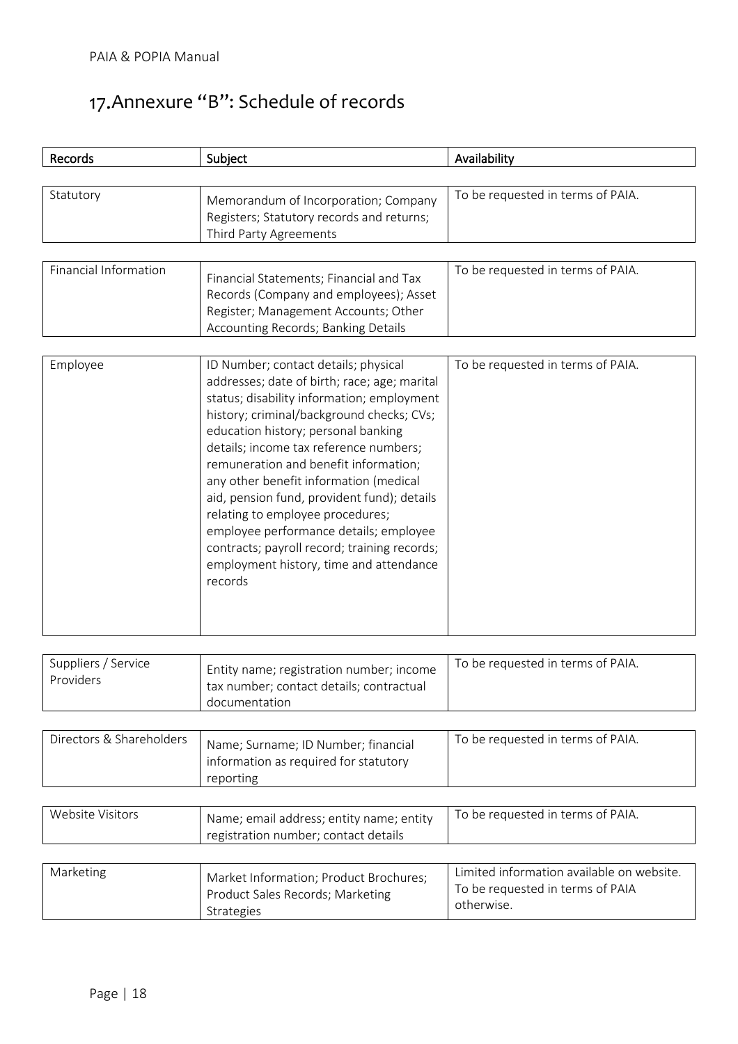## 17. Annexure "B": Schedule of records

| Records | Subject | Availability |
| --- | --- | --- |
| Statutory | Memorandum of Incorporation; Company Registers; Statutory records and returns; Third Party Agreements | To be requested in terms of PAIA. |
| Financial Information | Financial Statements; Financial and Tax Records (Company and employees); Asset Register; Management Accounts; Other Accounting Records; Banking Details | To be requested in terms of PAIA. |
| Employee | ID Number; contact details; physical addresses; date of birth; race; age; marital status; disability information; employment history; criminal/background checks; CVs; education history; personal banking details; income tax reference numbers; remuneration and benefit information; any other benefit information (medical aid, pension fund, provident fund); details relating to employee procedures; employee performance details; employee contracts; payroll record; training records; employment history, time and attendance records | To be requested in terms of PAIA. |
| Suppliers / Service Providers | Entity name; registration number; income tax number; contact details; contractual documentation | To be requested in terms of PAIA. |
| Directors & Shareholders | Name; Surname; ID Number; financial information as required for statutory reporting | To be requested in terms of PAIA. |
| Website Visitors | Name; email address; entity name; entity registration number; contact details | To be requested in terms of PAIA. |
| Marketing | Market Information; Product Brochures; Product Sales Records; Marketing Strategies | Limited information available on website. To be requested in terms of PAIA otherwise. |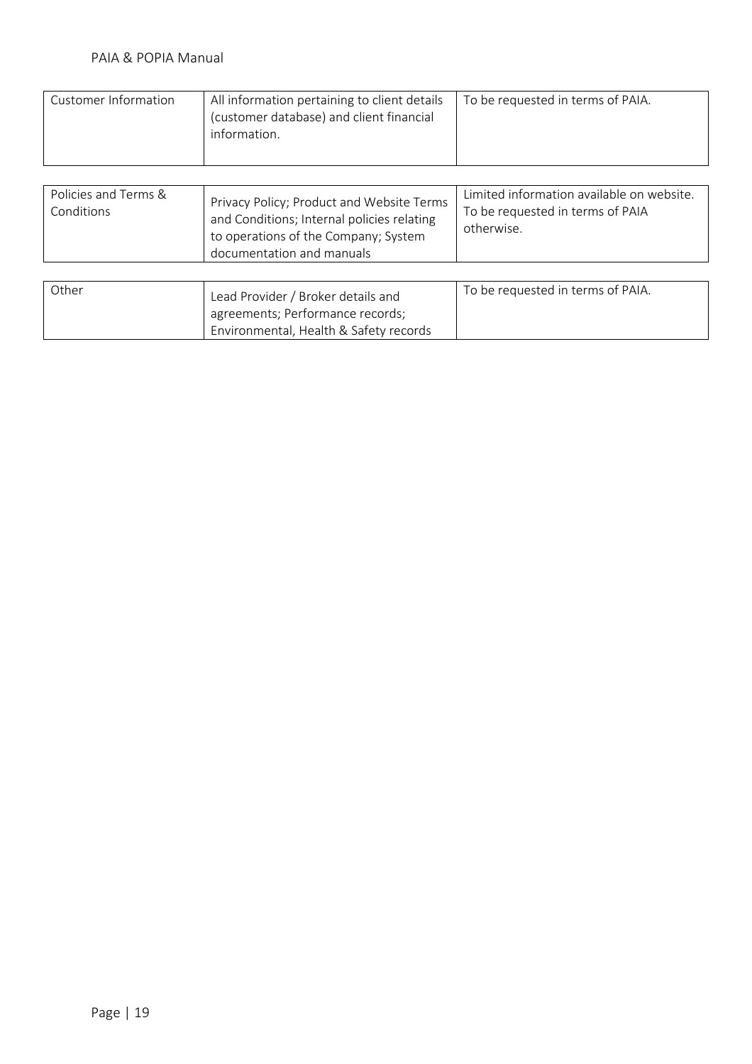| Customer Information | All information pertaining to client details (customer database) and client financial information. | To be requested in terms of PAIA. |
|---|---|---|
| Policies and Terms & Conditions | Privacy Policy; Product and Website Terms and Conditions; Internal policies relating to operations of the Company; System documentation and manuals | Limited information available on website. To be requested in terms of PAIA otherwise. |
| Other | Lead Provider / Broker details and agreements; Performance records; Environmental, Health & Safety records | To be requested in terms of PAIA. |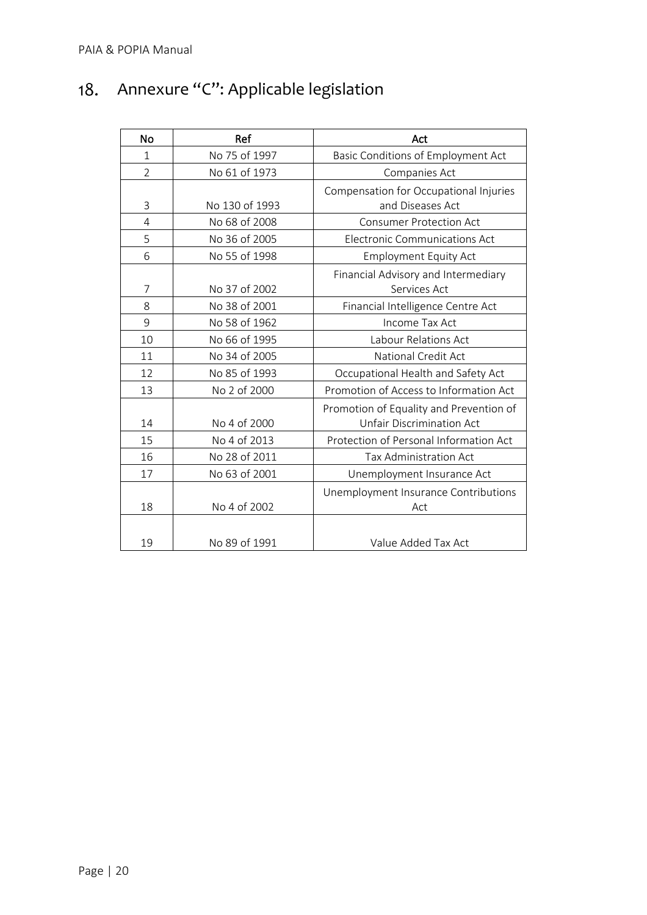## 18. Annexure "C": Applicable legislation

| No | Ref | Act |
|---|---|---|
| 1 | No 75 of 1997 | Basic Conditions of Employment Act |
| 2 | No 61 of 1973 | Companies Act |
| 3 | No 130 of 1993 | Compensation for Occupational Injuries and Diseases Act |
| 4 | No 68 of 2008 | Consumer Protection Act |
| 5 | No 36 of 2005 | Electronic Communications Act |
| 6 | No 55 of 1998 | Employment Equity Act |
| 7 | No 37 of 2002 | Financial Advisory and Intermediary Services Act |
| 8 | No 38 of 2001 | Financial Intelligence Centre Act |
| 9 | No 58 of 1962 | Income Tax Act |
| 10 | No 66 of 1995 | Labour Relations Act |
| 11 | No 34 of 2005 | National Credit Act |
| 12 | No 85 of 1993 | Occupational Health and Safety Act |
| 13 | No 2 of 2000 | Promotion of Access to Information Act |
| 14 | No 4 of 2000 | Promotion of Equality and Prevention of Unfair Discrimination Act |
| 15 | No 4 of 2013 | Protection of Personal Information Act |
| 16 | No 28 of 2011 | Tax Administration Act |
| 17 | No 63 of 2001 | Unemployment Insurance Act |
| 18 | No 4 of 2002 | Unemployment Insurance Contributions Act |
| 19 | No 89 of 1991 | Value Added Tax Act |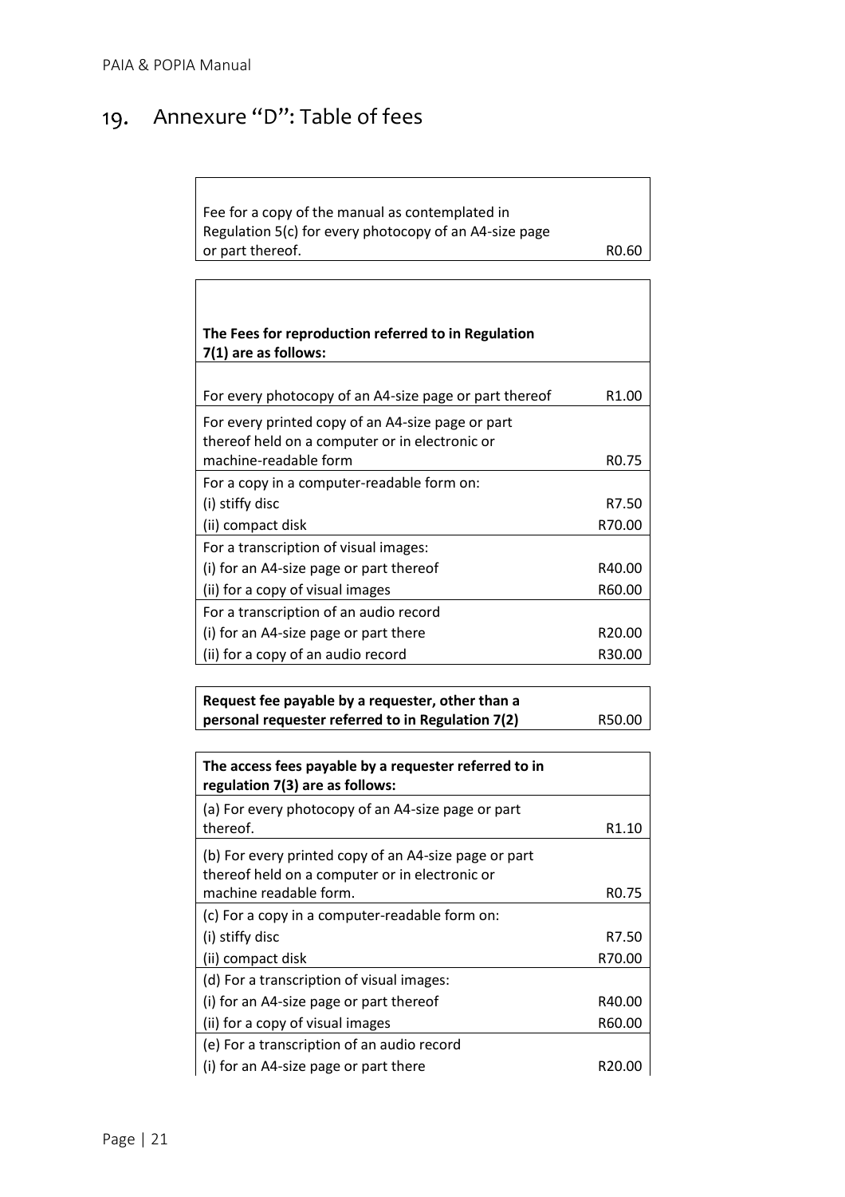## 19. Annexure "D": Table of fees

| | |
|---|---|
| Fee for a copy of the manual as contemplated in Regulation 5(c) for every photocopy of an A4-size page or part thereof. | R0.60 |

| **The Fees for reproduction referred to in Regulation 7(1) are as follows:** | |
|---|---|
| For every photocopy of an A4-size page or part thereof | R1.00 |
| For every printed copy of an A4-size page or part thereof held on a computer or in electronic or machine-readable form | R0.75 |
| For a copy in a computer-readable form on: | |
| (i) stiffy disc | R7.50 |
| (ii) compact disk | R70.00 |
| For a transcription of visual images: | |
| (i) for an A4-size page or part thereof | R40.00 |
| (ii) for a copy of visual images | R60.00 |
| For a transcription of an audio record | |
| (i) for an A4-size page or part there | R20.00 |
| (ii) for a copy of an audio record | R30.00 |

| | |
|---|---|
| **Request fee payable by a requester, other than a personal requester referred to in Regulation 7(2)** | R50.00 |

| **The access fees payable by a requester referred to in regulation 7(3) are as follows:** | |
|---|---|
| (a) For every photocopy of an A4-size page or part thereof. | R1.10 |
| (b) For every printed copy of an A4-size page or part thereof held on a computer or in electronic or machine readable form. | R0.75 |
| (c) For a copy in a computer-readable form on: | |
| (i) stiffy disc | R7.50 |
| (ii) compact disk | R70.00 |
| (d) For a transcription of visual images: | |
| (i) for an A4-size page or part thereof | R40.00 |
| (ii) for a copy of visual images | R60.00 |
| (e) For a transcription of an audio record | |
| (i) for an A4-size page or part there | R20.00 |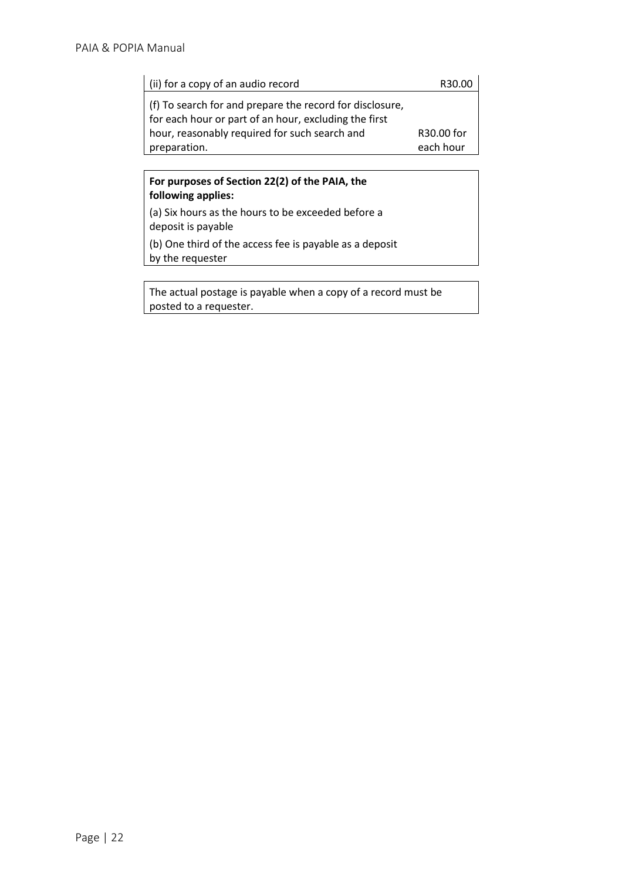| | |
|---|---|
| (ii) for a copy of an audio record | R30.00 |
| (f) To search for and prepare the record for disclosure, for each hour or part of an hour, excluding the first hour, reasonably required for such search and preparation. | R30.00 for each hour |

**For purposes of Section 22(2) of the PAIA, the following applies:**

(a) Six hours as the hours to be exceeded before a deposit is payable

(b) One third of the access fee is payable as a deposit by the requester

The actual postage is payable when a copy of a record must be posted to a requester.